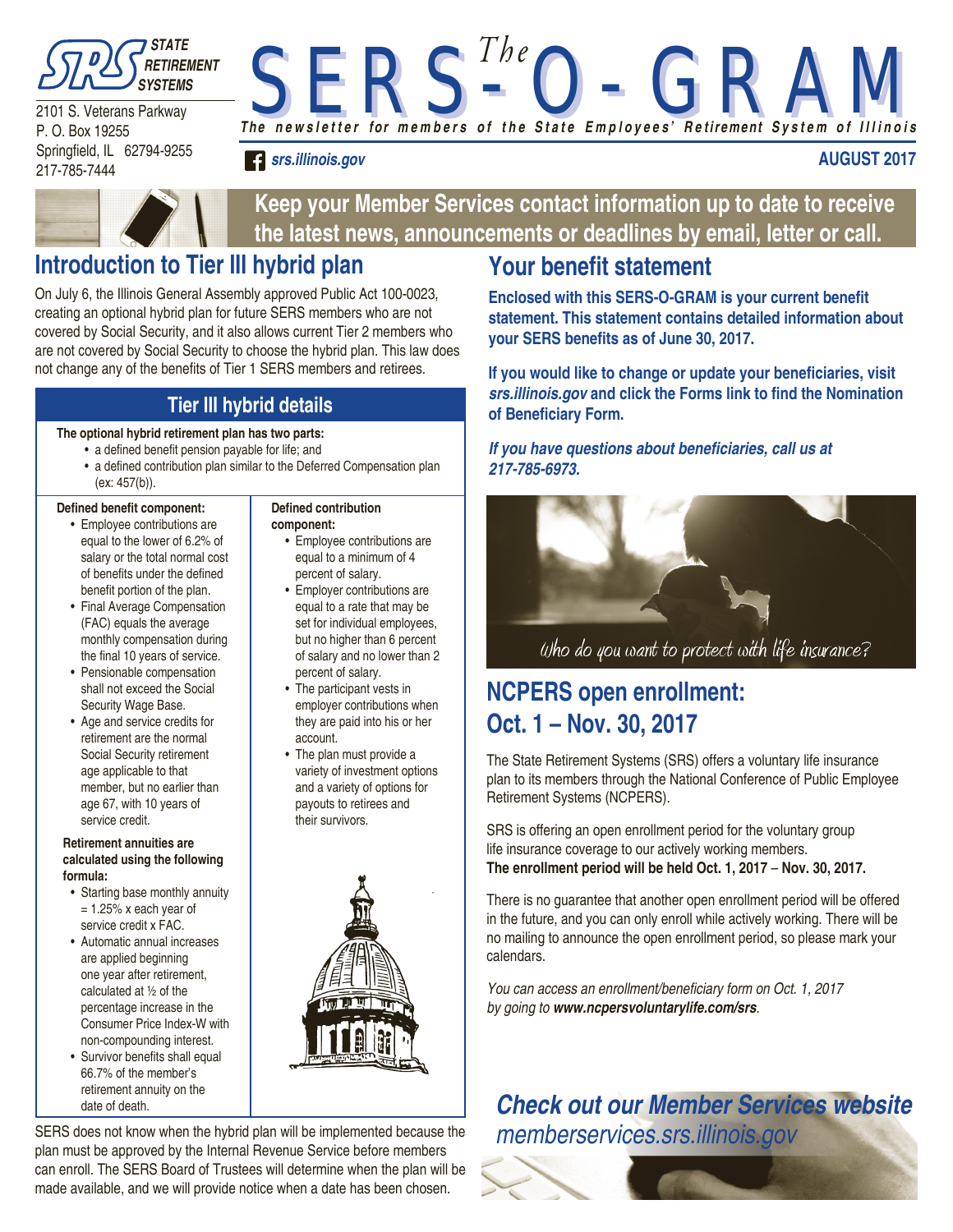**STATE RETIREMENT SYSTEMS**

2101 S. Veterans Parkway
P. O. Box 19255
Springfield, IL 62794-9255
217-785-7444

# The SERS-O-GRAM

*The newsletter for members of the State Employees' Retirement System of Illinois*

*srs.illinois.gov*

**AUGUST 2017**

**Keep your Member Services contact information up to date to receive the latest news, announcements or deadlines by email, letter or call.**

## Introduction to Tier III hybrid plan

On July 6, the Illinois General Assembly approved Public Act 100-0023, creating an optional hybrid plan for future SERS members who are not covered by Social Security, and it also allows current Tier 2 members who are not covered by Social Security to choose the hybrid plan. This law does not change any of the benefits of Tier 1 SERS members and retirees.

### Tier III hybrid details

**The optional hybrid retirement plan has two parts:**

- a defined benefit pension payable for life; and
- a defined contribution plan similar to the Deferred Compensation plan (ex: 457(b)).

**Defined benefit component:**

- Employee contributions are equal to the lower of 6.2% of salary or the total normal cost of benefits under the defined benefit portion of the plan.
- Final Average Compensation (FAC) equals the average monthly compensation during the final 10 years of service.
- Pensionable compensation shall not exceed the Social Security Wage Base.
- Age and service credits for retirement are the normal Social Security retirement age applicable to that member, but no earlier than age 67, with 10 years of service credit.

**Retirement annuities are calculated using the following formula:**

- Starting base monthly annuity = 1.25% x each year of service credit x FAC.
- Automatic annual increases are applied beginning one year after retirement, calculated at ½ of the percentage increase in the Consumer Price Index-W with non-compounding interest.
- Survivor benefits shall equal 66.7% of the member's retirement annuity on the date of death.

**Defined contribution component:**

- Employee contributions are equal to a minimum of 4 percent of salary.
- Employer contributions are equal to a rate that may be set for individual employees, but no higher than 6 percent of salary and no lower than 2 percent of salary.
- The participant vests in employer contributions when they are paid into his or her account.
- The plan must provide a variety of investment options and a variety of options for payouts to retirees and their survivors.

SERS does not know when the hybrid plan will be implemented because the plan must be approved by the Internal Revenue Service before members can enroll. The SERS Board of Trustees will determine when the plan will be made available, and we will provide notice when a date has been chosen.

## Your benefit statement

**Enclosed with this SERS-O-GRAM is your current benefit statement. This statement contains detailed information about your SERS benefits as of June 30, 2017.**

**If you would like to change or update your beneficiaries, visit *srs.illinois.gov* and click the Forms link to find the Nomination of Beneficiary Form.**

***If you have questions about beneficiaries, call us at 217-785-6973.***

*Who do you want to protect with life insurance?*

## NCPERS open enrollment: Oct. 1 – Nov. 30, 2017

The State Retirement Systems (SRS) offers a voluntary life insurance plan to its members through the National Conference of Public Employee Retirement Systems (NCPERS).

SRS is offering an open enrollment period for the voluntary group life insurance coverage to our actively working members. **The enrollment period will be held Oct. 1, 2017 – Nov. 30, 2017.**

There is no guarantee that another open enrollment period will be offered in the future, and you can only enroll while actively working. There will be no mailing to announce the open enrollment period, so please mark your calendars.

*You can access an enrollment/beneficiary form on Oct. 1, 2017 by going to **www.ncpersvoluntarylife.com/srs**.*

***Check out our Member Services website***
*memberservices.srs.illinois.gov*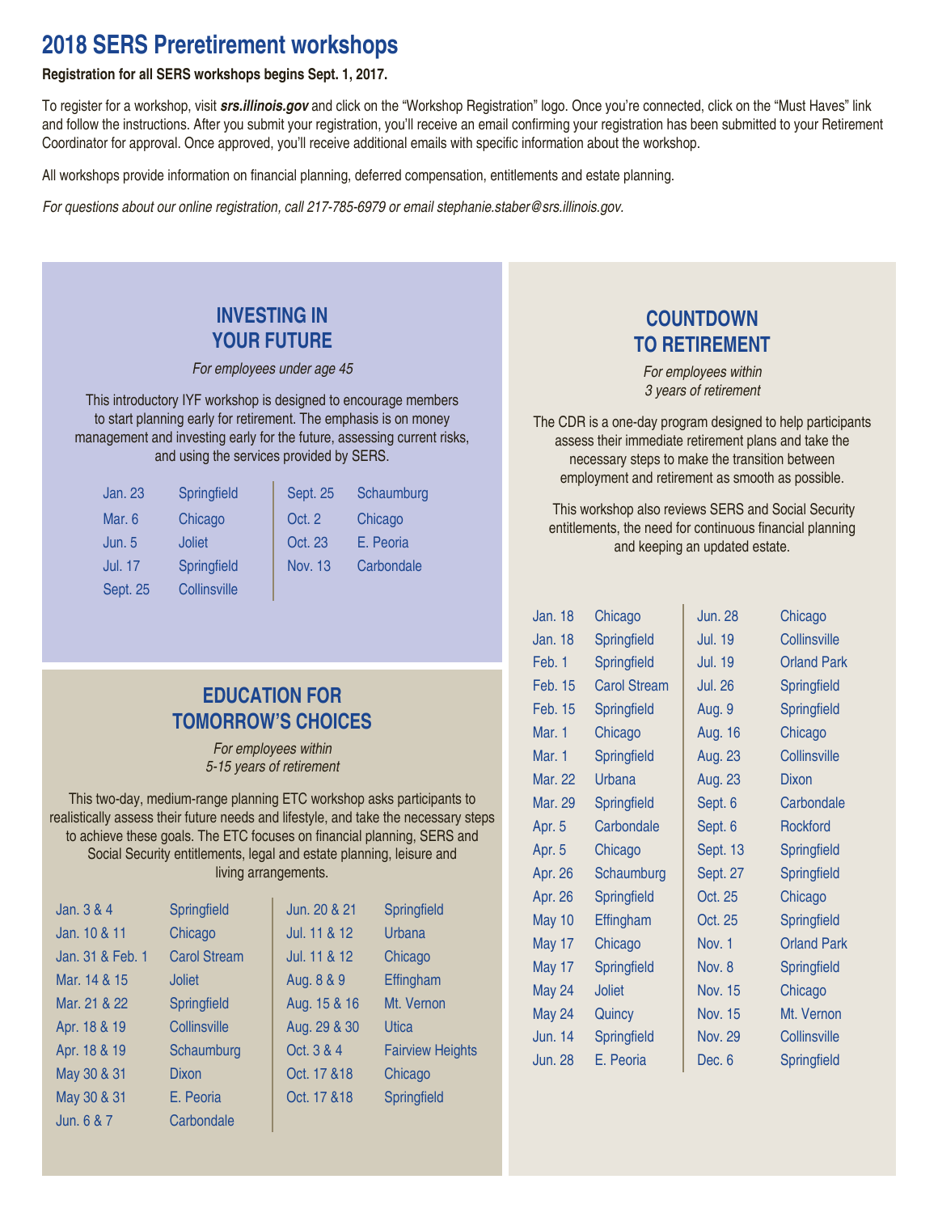# 2018 SERS Preretirement workshops

**Registration for all SERS workshops begins Sept. 1, 2017.**

To register for a workshop, visit ***srs.illinois.gov*** and click on the "Workshop Registration" logo. Once you're connected, click on the "Must Haves" link and follow the instructions. After you submit your registration, you'll receive an email confirming your registration has been submitted to your Retirement Coordinator for approval. Once approved, you'll receive additional emails with specific information about the workshop.

All workshops provide information on financial planning, deferred compensation, entitlements and estate planning.

*For questions about our online registration, call 217-785-6979 or email stephanie.staber@srs.illinois.gov.*

## INVESTING IN YOUR FUTURE

*For employees under age 45*

This introductory IYF workshop is designed to encourage members to start planning early for retirement. The emphasis is on money management and investing early for the future, assessing current risks, and using the services provided by SERS.

| Date | Location |
|---|---|
| Jan. 23 | Springfield |
| Mar. 6 | Chicago |
| Jun. 5 | Joliet |
| Jul. 17 | Springfield |
| Sept. 25 | Collinsville |
| Sept. 25 | Schaumburg |
| Oct. 2 | Chicago |
| Oct. 23 | E. Peoria |
| Nov. 13 | Carbondale |

## EDUCATION FOR TOMORROW'S CHOICES

*For employees within 5-15 years of retirement*

This two-day, medium-range planning ETC workshop asks participants to realistically assess their future needs and lifestyle, and take the necessary steps to achieve these goals. The ETC focuses on financial planning, SERS and Social Security entitlements, legal and estate planning, leisure and living arrangements.

| Date | Location |
|---|---|
| Jan. 3 & 4 | Springfield |
| Jan. 10 & 11 | Chicago |
| Jan. 31 & Feb. 1 | Carol Stream |
| Mar. 14 & 15 | Joliet |
| Mar. 21 & 22 | Springfield |
| Apr. 18 & 19 | Collinsville |
| Apr. 18 & 19 | Schaumburg |
| May 30 & 31 | Dixon |
| May 30 & 31 | E. Peoria |
| Jun. 6 & 7 | Carbondale |
| Jun. 20 & 21 | Springfield |
| Jul. 11 & 12 | Urbana |
| Jul. 11 & 12 | Chicago |
| Aug. 8 & 9 | Effingham |
| Aug. 15 & 16 | Mt. Vernon |
| Aug. 29 & 30 | Utica |
| Oct. 3 & 4 | Fairview Heights |
| Oct. 17 &18 | Chicago |
| Oct. 17 &18 | Springfield |

## COUNTDOWN TO RETIREMENT

*For employees within 3 years of retirement*

The CDR is a one-day program designed to help participants assess their immediate retirement plans and take the necessary steps to make the transition between employment and retirement as smooth as possible.

This workshop also reviews SERS and Social Security entitlements, the need for continuous financial planning and keeping an updated estate.

| Date | Location |
|---|---|
| Jan. 18 | Chicago |
| Jan. 18 | Springfield |
| Feb. 1 | Springfield |
| Feb. 15 | Carol Stream |
| Feb. 15 | Springfield |
| Mar. 1 | Chicago |
| Mar. 1 | Springfield |
| Mar. 22 | Urbana |
| Mar. 29 | Springfield |
| Apr. 5 | Carbondale |
| Apr. 5 | Chicago |
| Apr. 26 | Schaumburg |
| Apr. 26 | Springfield |
| May 10 | Effingham |
| May 17 | Chicago |
| May 17 | Springfield |
| May 24 | Joliet |
| May 24 | Quincy |
| Jun. 14 | Springfield |
| Jun. 28 | E. Peoria |
| Jun. 28 | Chicago |
| Jul. 19 | Collinsville |
| Jul. 19 | Orland Park |
| Jul. 26 | Springfield |
| Aug. 9 | Springfield |
| Aug. 16 | Chicago |
| Aug. 23 | Collinsville |
| Aug. 23 | Dixon |
| Sept. 6 | Carbondale |
| Sept. 6 | Rockford |
| Sept. 13 | Springfield |
| Sept. 27 | Springfield |
| Oct. 25 | Chicago |
| Oct. 25 | Springfield |
| Nov. 1 | Orland Park |
| Nov. 8 | Springfield |
| Nov. 15 | Chicago |
| Nov. 15 | Mt. Vernon |
| Nov. 29 | Collinsville |
| Dec. 6 | Springfield |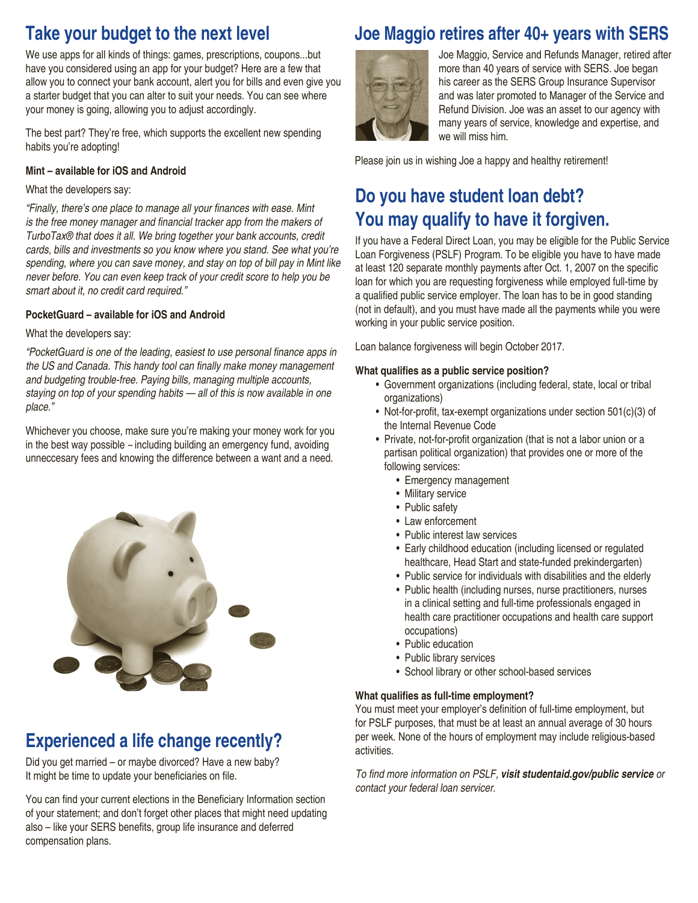## Take your budget to the next level

We use apps for all kinds of things: games, prescriptions, coupons...but have you considered using an app for your budget? Here are a few that allow you to connect your bank account, alert you for bills and even give you a starter budget that you can alter to suit your needs. You can see where your money is going, allowing you to adjust accordingly.

The best part? They're free, which supports the excellent new spending habits you're adopting!

**Mint – available for iOS and Android**

What the developers say:

*"Finally, there's one place to manage all your finances with ease. Mint is the free money manager and financial tracker app from the makers of TurboTax® that does it all. We bring together your bank accounts, credit cards, bills and investments so you know where you stand. See what you're spending, where you can save money, and stay on top of bill pay in Mint like never before. You can even keep track of your credit score to help you be smart about it, no credit card required."*

**PocketGuard – available for iOS and Android**

What the developers say:

*"PocketGuard is one of the leading, easiest to use personal finance apps in the US and Canada. This handy tool can finally make money management and budgeting trouble-free. Paying bills, managing multiple accounts, staying on top of your spending habits — all of this is now available in one place."*

Whichever you choose, make sure you're making your money work for you in the best way possible – including building an emergency fund, avoiding unneccesary fees and knowing the difference between a want and a need.

## Experienced a life change recently?

Did you get married – or maybe divorced? Have a new baby? It might be time to update your beneficiaries on file.

You can find your current elections in the Beneficiary Information section of your statement; and don't forget other places that might need updating also – like your SERS benefits, group life insurance and deferred compensation plans.

## Joe Maggio retires after 40+ years with SERS

Joe Maggio, Service and Refunds Manager, retired after more than 40 years of service with SERS. Joe began his career as the SERS Group Insurance Supervisor and was later promoted to Manager of the Service and Refund Division. Joe was an asset to our agency with many years of service, knowledge and expertise, and we will miss him.

Please join us in wishing Joe a happy and healthy retirement!

## Do you have student loan debt? You may qualify to have it forgiven.

If you have a Federal Direct Loan, you may be eligible for the Public Service Loan Forgiveness (PSLF) Program. To be eligible you have to have made at least 120 separate monthly payments after Oct. 1, 2007 on the specific loan for which you are requesting forgiveness while employed full-time by a qualified public service employer. The loan has to be in good standing (not in default), and you must have made all the payments while you were working in your public service position.

Loan balance forgiveness will begin October 2017.

**What qualifies as a public service position?**

- Government organizations (including federal, state, local or tribal organizations)
- Not-for-profit, tax-exempt organizations under section 501(c)(3) of the Internal Revenue Code
- Private, not-for-profit organization (that is not a labor union or a partisan political organization) that provides one or more of the following services:
  - Emergency management
  - Military service
  - Public safety
  - Law enforcement
  - Public interest law services
  - Early childhood education (including licensed or regulated healthcare, Head Start and state-funded prekindergarten)
  - Public service for individuals with disabilities and the elderly
  - Public health (including nurses, nurse practitioners, nurses in a clinical setting and full-time professionals engaged in health care practitioner occupations and health care support occupations)
  - Public education
  - Public library services
  - School library or other school-based services

**What qualifies as full-time employment?**
You must meet your employer's definition of full-time employment, but for PSLF purposes, that must be at least an annual average of 30 hours per week. None of the hours of employment may include religious-based activities.

*To find more information on PSLF,* ***visit studentaid.gov/public service*** *or contact your federal loan servicer.*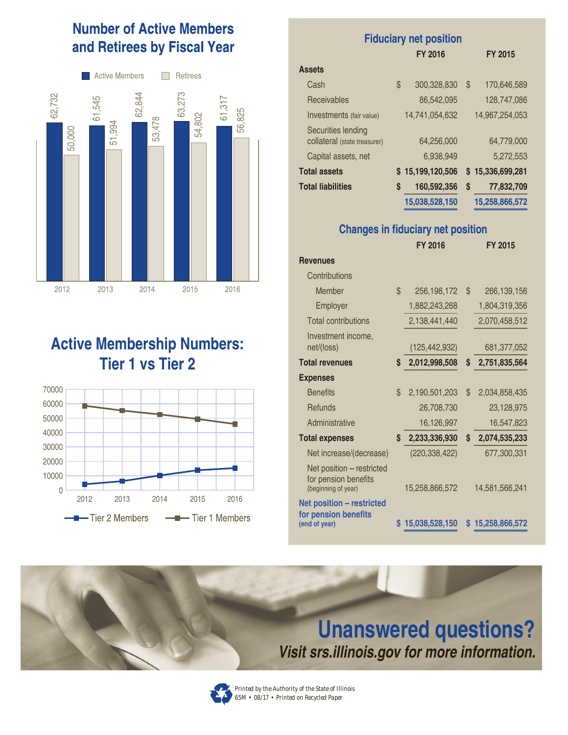## Number of Active Members and Retirees by Fiscal Year

Active Members
Retirees

62,732
50,000
61,545
51,994
62,844
53,478
63,273
54,802
61,317
56,825

2012
2013
2014
2015
2016

## Active Membership Numbers: Tier 1 vs Tier 2

70000
60000
50000
40000
30000
20000
10000
0

2012
2013
2014
2015
2016

Tier 2 Members
Tier 1 Members

## Fiduciary net position

| | FY 2016 | FY 2015 |
|---|---|---|
| **Assets** | | |
| Cash | $ 300,328,830 | $ 170,646,589 |
| Receivables | 86,542,095 | 128,747,086 |
| Investments (fair value) | 14,741,054,632 | 14,967,254,053 |
| Securities lending collateral (state treasurer) | 64,256,000 | 64,779,000 |
| Capital assets, net | 6,938,949 | 5,272,553 |
| **Total assets** | **$ 15,199,120,506** | **$ 15,336,699,281** |
| **Total liabilities** | **$ 160,592,356** | **$ 77,832,709** |
| | **15,038,528,150** | **15,258,866,572** |

## Changes in fiduciary net position

| | FY 2016 | FY 2015 |
|---|---|---|
| **Revenues** | | |
| Contributions | | |
| Member | $ 256,198,172 | $ 266,139,156 |
| Employer | 1,882,243,268 | 1,804,319,356 |
| Total contributions | 2,138,441,440 | 2,070,458,512 |
| Investment income, net/(loss) | (125,442,932) | 681,377,052 |
| **Total revenues** | **$ 2,012,998,508** | **$ 2,751,835,564** |
| **Expenses** | | |
| Benefits | $ 2,190,501,203 | $ 2,034,858,435 |
| Refunds | 26,708,730 | 23,128,975 |
| Administrative | 16,126,997 | 16,547,823 |
| **Total expenses** | **$ 2,233,336,930** | **$ 2,074,535,233** |
| Net increase/(decrease) | (220,338,422) | 677,300,331 |
| Net position – restricted for pension benefits (beginning of year) | 15,258,866,572 | 14,581,566,241 |
| **Net position – restricted for pension benefits (end of year)** | **$ 15,038,528,150** | **$ 15,258,866,572** |

# Unanswered questions?

***Visit srs.illinois.gov for more information.***

*Printed by the Authority of the State of Illinois*
*65M • 08/17 • Printed on Recycled Paper*